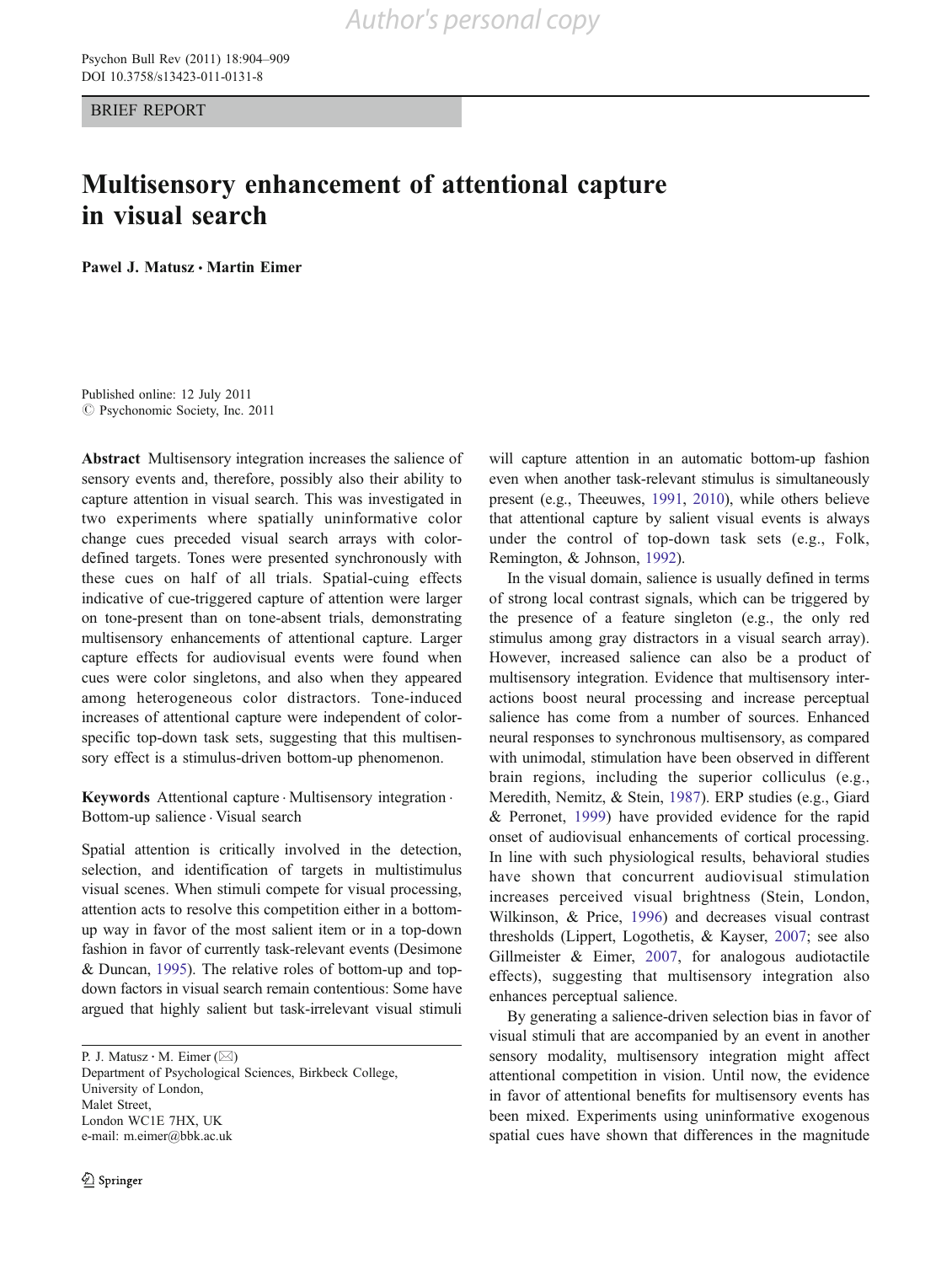BRIEF REPORT

# Multisensory enhancement of attentional capture in visual search

**Pawel J. Matusz · Martin Eimer**

Published online: 12 July 2011
© Psychonomic Society, Inc. 2011

**Abstract** Multisensory integration increases the salience of sensory events and, therefore, possibly also their ability to capture attention in visual search. This was investigated in two experiments where spatially uninformative color change cues preceded visual search arrays with color-defined targets. Tones were presented synchronously with these cues on half of all trials. Spatial-cuing effects indicative of cue-triggered capture of attention were larger on tone-present than on tone-absent trials, demonstrating multisensory enhancements of attentional capture. Larger capture effects for audiovisual events were found when cues were color singletons, and also when they appeared among heterogeneous color distractors. Tone-induced increases of attentional capture were independent of color-specific top-down task sets, suggesting that this multisensory effect is a stimulus-driven bottom-up phenomenon.

**Keywords** Attentional capture · Multisensory integration · Bottom-up salience · Visual search

Spatial attention is critically involved in the detection, selection, and identification of targets in multistimulus visual scenes. When stimuli compete for visual processing, attention acts to resolve this competition either in a bottom-up way in favor of the most salient item or in a top-down fashion in favor of currently task-relevant events (Desimone & Duncan, 1995). The relative roles of bottom-up and top-down factors in visual search remain contentious: Some have argued that highly salient but task-irrelevant visual stimuli will capture attention in an automatic bottom-up fashion even when another task-relevant stimulus is simultaneously present (e.g., Theeuwes, 1991, 2010), while others believe that attentional capture by salient visual events is always under the control of top-down task sets (e.g., Folk, Remington, & Johnson, 1992).

In the visual domain, salience is usually defined in terms of strong local contrast signals, which can be triggered by the presence of a feature singleton (e.g., the only red stimulus among gray distractors in a visual search array). However, increased salience can also be a product of multisensory integration. Evidence that multisensory interactions boost neural processing and increase perceptual salience has come from a number of sources. Enhanced neural responses to synchronous multisensory, as compared with unimodal, stimulation have been observed in different brain regions, including the superior colliculus (e.g., Meredith, Nemitz, & Stein, 1987). ERP studies (e.g., Giard & Perronet, 1999) have provided evidence for the rapid onset of audiovisual enhancements of cortical processing. In line with such physiological results, behavioral studies have shown that concurrent audiovisual stimulation increases perceived visual brightness (Stein, London, Wilkinson, & Price, 1996) and decreases visual contrast thresholds (Lippert, Logothetis, & Kayser, 2007; see also Gillmeister & Eimer, 2007, for analogous audiotactile effects), suggesting that multisensory integration also enhances perceptual salience.

By generating a salience-driven selection bias in favor of visual stimuli that are accompanied by an event in another sensory modality, multisensory integration might affect attentional competition in vision. Until now, the evidence in favor of attentional benefits for multisensory events has been mixed. Experiments using uninformative exogenous spatial cues have shown that differences in the magnitude

P. J. Matusz · M. Eimer (✉)
Department of Psychological Sciences, Birkbeck College,
University of London,
Malet Street,
London WC1E 7HX, UK
e-mail: m.eimer@bbk.ac.uk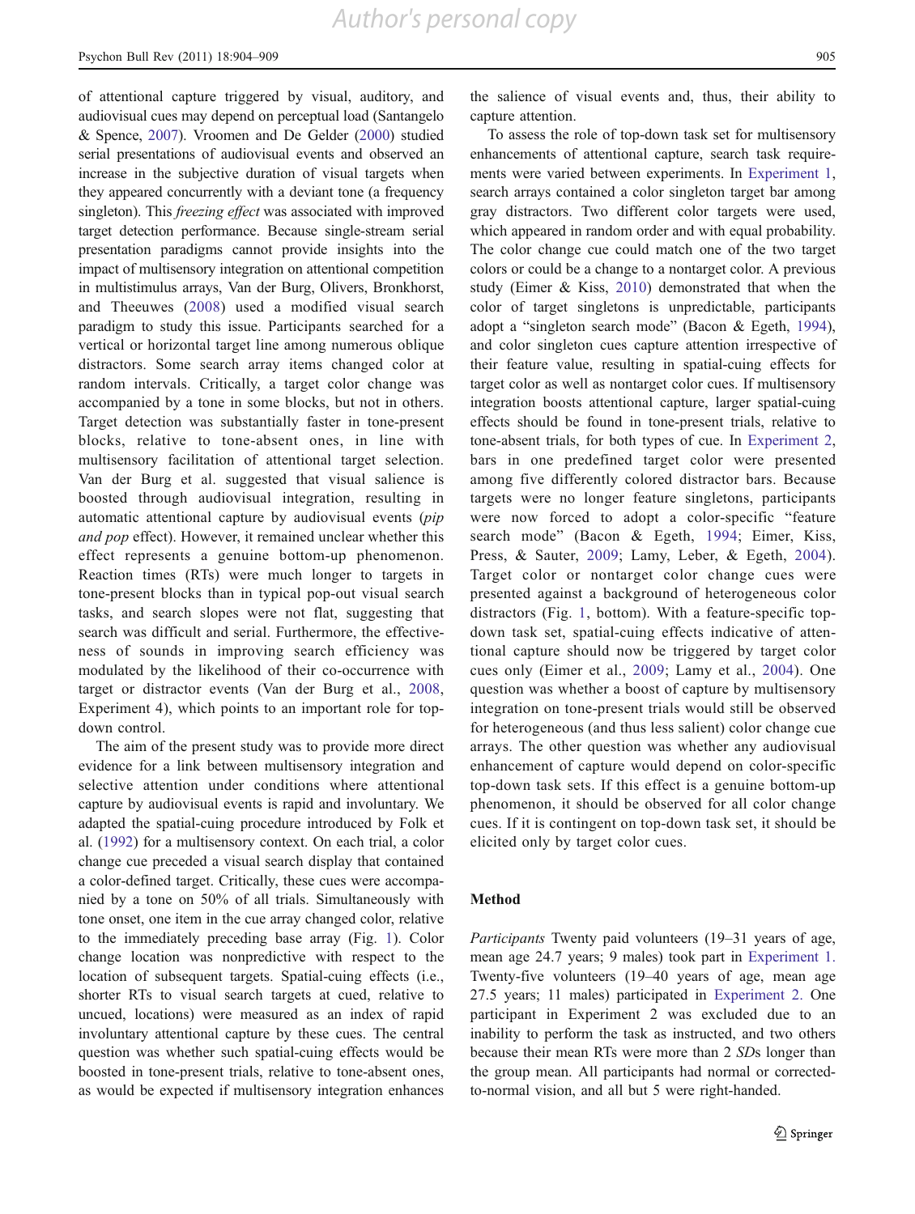of attentional capture triggered by visual, auditory, and audiovisual cues may depend on perceptual load (Santangelo & Spence, 2007). Vroomen and De Gelder (2000) studied serial presentations of audiovisual events and observed an increase in the subjective duration of visual targets when they appeared concurrently with a deviant tone (a frequency singleton). This *freezing effect* was associated with improved target detection performance. Because single-stream serial presentation paradigms cannot provide insights into the impact of multisensory integration on attentional competition in multistimulus arrays, Van der Burg, Olivers, Bronkhorst, and Theeuwes (2008) used a modified visual search paradigm to study this issue. Participants searched for a vertical or horizontal target line among numerous oblique distractors. Some search array items changed color at random intervals. Critically, a target color change was accompanied by a tone in some blocks, but not in others. Target detection was substantially faster in tone-present blocks, relative to tone-absent ones, in line with multisensory facilitation of attentional target selection. Van der Burg et al. suggested that visual salience is boosted through audiovisual integration, resulting in automatic attentional capture by audiovisual events (*pip and pop* effect). However, it remained unclear whether this effect represents a genuine bottom-up phenomenon. Reaction times (RTs) were much longer to targets in tone-present blocks than in typical pop-out visual search tasks, and search slopes were not flat, suggesting that search was difficult and serial. Furthermore, the effectiveness of sounds in improving search efficiency was modulated by the likelihood of their co-occurrence with target or distractor events (Van der Burg et al., 2008, Experiment 4), which points to an important role for top-down control.

The aim of the present study was to provide more direct evidence for a link between multisensory integration and selective attention under conditions where attentional capture by audiovisual events is rapid and involuntary. We adapted the spatial-cuing procedure introduced by Folk et al. (1992) for a multisensory context. On each trial, a color change cue preceded a visual search display that contained a color-defined target. Critically, these cues were accompanied by a tone on 50% of all trials. Simultaneously with tone onset, one item in the cue array changed color, relative to the immediately preceding base array (Fig. 1). Color change location was nonpredictive with respect to the location of subsequent targets. Spatial-cuing effects (i.e., shorter RTs to visual search targets at cued, relative to uncued, locations) were measured as an index of rapid involuntary attentional capture by these cues. The central question was whether such spatial-cuing effects would be boosted in tone-present trials, relative to tone-absent ones, as would be expected if multisensory integration enhances the salience of visual events and, thus, their ability to capture attention.

To assess the role of top-down task set for multisensory enhancements of attentional capture, search task requirements were varied between experiments. In Experiment 1, search arrays contained a color singleton target bar among gray distractors. Two different color targets were used, which appeared in random order and with equal probability. The color change cue could match one of the two target colors or could be a change to a nontarget color. A previous study (Eimer & Kiss, 2010) demonstrated that when the color of target singletons is unpredictable, participants adopt a "singleton search mode" (Bacon & Egeth, 1994), and color singleton cues capture attention irrespective of their feature value, resulting in spatial-cuing effects for target color as well as nontarget color cues. If multisensory integration boosts attentional capture, larger spatial-cuing effects should be found in tone-present trials, relative to tone-absent trials, for both types of cue. In Experiment 2, bars in one predefined target color were presented among five differently colored distractor bars. Because targets were no longer feature singletons, participants were now forced to adopt a color-specific "feature search mode" (Bacon & Egeth, 1994; Eimer, Kiss, Press, & Sauter, 2009; Lamy, Leber, & Egeth, 2004). Target color or nontarget color change cues were presented against a background of heterogeneous color distractors (Fig. 1, bottom). With a feature-specific top-down task set, spatial-cuing effects indicative of attentional capture should now be triggered by target color cues only (Eimer et al., 2009; Lamy et al., 2004). One question was whether a boost of capture by multisensory integration on tone-present trials would still be observed for heterogeneous (and thus less salient) color change cue arrays. The other question was whether any audiovisual enhancement of capture would depend on color-specific top-down task sets. If this effect is a genuine bottom-up phenomenon, it should be observed for all color change cues. If it is contingent on top-down task set, it should be elicited only by target color cues.

## Method

*Participants* Twenty paid volunteers (19–31 years of age, mean age 24.7 years; 9 males) took part in Experiment 1. Twenty-five volunteers (19–40 years of age, mean age 27.5 years; 11 males) participated in Experiment 2. One participant in Experiment 2 was excluded due to an inability to perform the task as instructed, and two others because their mean RTs were more than 2 *SDs* longer than the group mean. All participants had normal or corrected-to-normal vision, and all but 5 were right-handed.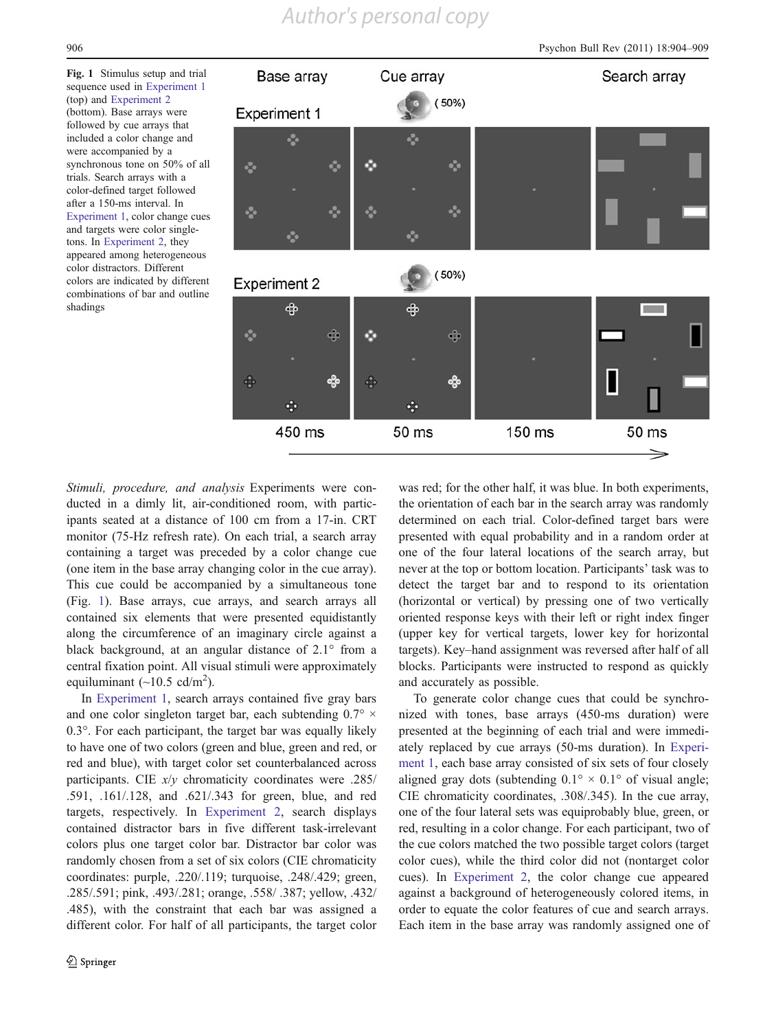**Fig. 1** Stimulus setup and trial sequence used in Experiment 1 (top) and Experiment 2 (bottom). Base arrays were followed by cue arrays that included a color change and were accompanied by a synchronous tone on 50% of all trials. Search arrays with a color-defined target followed after a 150-ms interval. In Experiment 1, color change cues and targets were color singletons. In Experiment 2, they appeared among heterogeneous color distractors. Different colors are indicated by different combinations of bar and outline shadings

*Stimuli, procedure, and analysis* Experiments were conducted in a dimly lit, air-conditioned room, with participants seated at a distance of 100 cm from a 17-in. CRT monitor (75-Hz refresh rate). On each trial, a search array containing a target was preceded by a color change cue (one item in the base array changing color in the cue array). This cue could be accompanied by a simultaneous tone (Fig. 1). Base arrays, cue arrays, and search arrays all contained six elements that were presented equidistantly along the circumference of an imaginary circle against a black background, at an angular distance of 2.1° from a central fixation point. All visual stimuli were approximately equiluminant (~10.5 cd/m$^2$).

In Experiment 1, search arrays contained five gray bars and one color singleton target bar, each subtending 0.7° × 0.3°. For each participant, the target bar was equally likely to have one of two colors (green and blue, green and red, or red and blue), with target color set counterbalanced across participants. CIE *x*/*y* chromaticity coordinates were .285/.591, .161/.128, and .621/.343 for green, blue, and red targets, respectively. In Experiment 2, search displays contained distractor bars in five different task-irrelevant colors plus one target color bar. Distractor bar color was randomly chosen from a set of six colors (CIE chromaticity coordinates: purple, .220/.119; turquoise, .248/.429; green, .285/.591; pink, .493/.281; orange, .558/ .387; yellow, .432/ .485), with the constraint that each bar was assigned a different color. For half of all participants, the target color was red; for the other half, it was blue. In both experiments, the orientation of each bar in the search array was randomly determined on each trial. Color-defined target bars were presented with equal probability and in a random order at one of the four lateral locations of the search array, but never at the top or bottom location. Participants' task was to detect the target bar and to respond to its orientation (horizontal or vertical) by pressing one of two vertically oriented response keys with their left or right index finger (upper key for vertical targets, lower key for horizontal targets). Key–hand assignment was reversed after half of all blocks. Participants were instructed to respond as quickly and accurately as possible.

To generate color change cues that could be synchronized with tones, base arrays (450-ms duration) were presented at the beginning of each trial and were immediately replaced by cue arrays (50-ms duration). In Experiment 1, each base array consisted of six sets of four closely aligned gray dots (subtending 0.1° × 0.1° of visual angle; CIE chromaticity coordinates, .308/.345). In the cue array, one of the four lateral sets was equiprobably blue, green, or red, resulting in a color change. For each participant, two of the cue colors matched the two possible target colors (target color cues), while the third color did not (nontarget color cues). In Experiment 2, the color change cue appeared against a background of heterogeneously colored items, in order to equate the color features of cue and search arrays. Each item in the base array was randomly assigned one of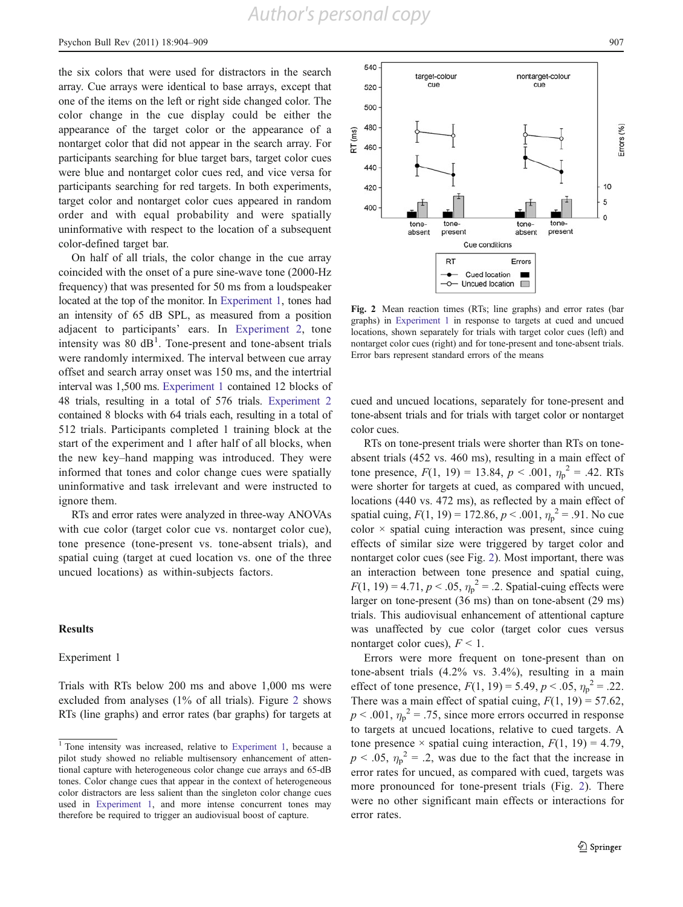the six colors that were used for distractors in the search array. Cue arrays were identical to base arrays, except that one of the items on the left or right side changed color. The color change in the cue display could be either the appearance of the target color or the appearance of a nontarget color that did not appear in the search array. For participants searching for blue target bars, target color cues were blue and nontarget color cues red, and vice versa for participants searching for red targets. In both experiments, target color and nontarget color cues appeared in random order and with equal probability and were spatially uninformative with respect to the location of a subsequent color-defined target bar.

On half of all trials, the color change in the cue array coincided with the onset of a pure sine-wave tone (2000-Hz frequency) that was presented for 50 ms from a loudspeaker located at the top of the monitor. In Experiment 1, tones had an intensity of 65 dB SPL, as measured from a position adjacent to participants' ears. In Experiment 2, tone intensity was 80 dB[1]. Tone-present and tone-absent trials were randomly intermixed. The interval between cue array offset and search array onset was 150 ms, and the intertrial interval was 1,500 ms. Experiment 1 contained 12 blocks of 48 trials, resulting in a total of 576 trials. Experiment 2 contained 8 blocks with 64 trials each, resulting in a total of 512 trials. Participants completed 1 training block at the start of the experiment and 1 after half of all blocks, when the new key–hand mapping was introduced. They were informed that tones and color change cues were spatially uninformative and task irrelevant and were instructed to ignore them.

RTs and error rates were analyzed in three-way ANOVAs with cue color (target color cue vs. nontarget color cue), tone presence (tone-present vs. tone-absent trials), and spatial cuing (target at cued location vs. one of the three uncued locations) as within-subjects factors.

## Results

### Experiment 1

Trials with RTs below 200 ms and above 1,000 ms were excluded from analyses (1% of all trials). Figure 2 shows RTs (line graphs) and error rates (bar graphs) for targets at cued and uncued locations, separately for tone-present and tone-absent trials and for trials with target color or nontarget color cues.

**Fig. 2** Mean reaction times (RTs; line graphs) and error rates (bar graphs) in Experiment 1 in response to targets at cued and uncued locations, shown separately for trials with target color cues (left) and nontarget color cues (right) and for tone-present and tone-absent trials. Error bars represent standard errors of the means

RTs on tone-present trials were shorter than RTs on tone-absent trials (452 vs. 460 ms), resulting in a main effect of tone presence, $F(1, 19) = 13.84$, $p < .001$, $\eta_p^2 = .42$. RTs were shorter for targets at cued, as compared with uncued, locations (440 vs. 472 ms), as reflected by a main effect of spatial cuing, $F(1, 19) = 172.86$, $p < .001$, $\eta_p^2 = .91$. No cue color × spatial cuing interaction was present, since cuing effects of similar size were triggered by target color and nontarget color cues (see Fig. 2). Most important, there was an interaction between tone presence and spatial cuing, $F(1, 19) = 4.71$, $p < .05$, $\eta_p^2 = .2$. Spatial-cuing effects were larger on tone-present (36 ms) than on tone-absent (29 ms) trials. This audiovisual enhancement of attentional capture was unaffected by cue color (target color cues versus nontarget color cues), $F < 1$.

Errors were more frequent on tone-present than on tone-absent trials (4.2% vs. 3.4%), resulting in a main effect of tone presence, $F(1, 19) = 5.49$, $p < .05$, $\eta_p^2 = .22$. There was a main effect of spatial cuing, $F(1, 19) = 57.62$, $p < .001$, $\eta_p^2 = .75$, since more errors occurred in response to targets at uncued locations, relative to cued targets. A tone presence × spatial cuing interaction, $F(1, 19) = 4.79$, $p < .05$, $\eta_p^2 = .2$, was due to the fact that the increase in error rates for uncued, as compared with cued, targets was more pronounced for tone-present trials (Fig. 2). There were no other significant main effects or interactions for error rates.

[1] Tone intensity was increased, relative to Experiment 1, because a pilot study showed no reliable multisensory enhancement of attentional capture with heterogeneous color change cue arrays and 65-dB tones. Color change cues that appear in the context of heterogeneous color distractors are less salient than the singleton color change cues used in Experiment 1, and more intense concurrent tones may therefore be required to trigger an audiovisual boost of capture.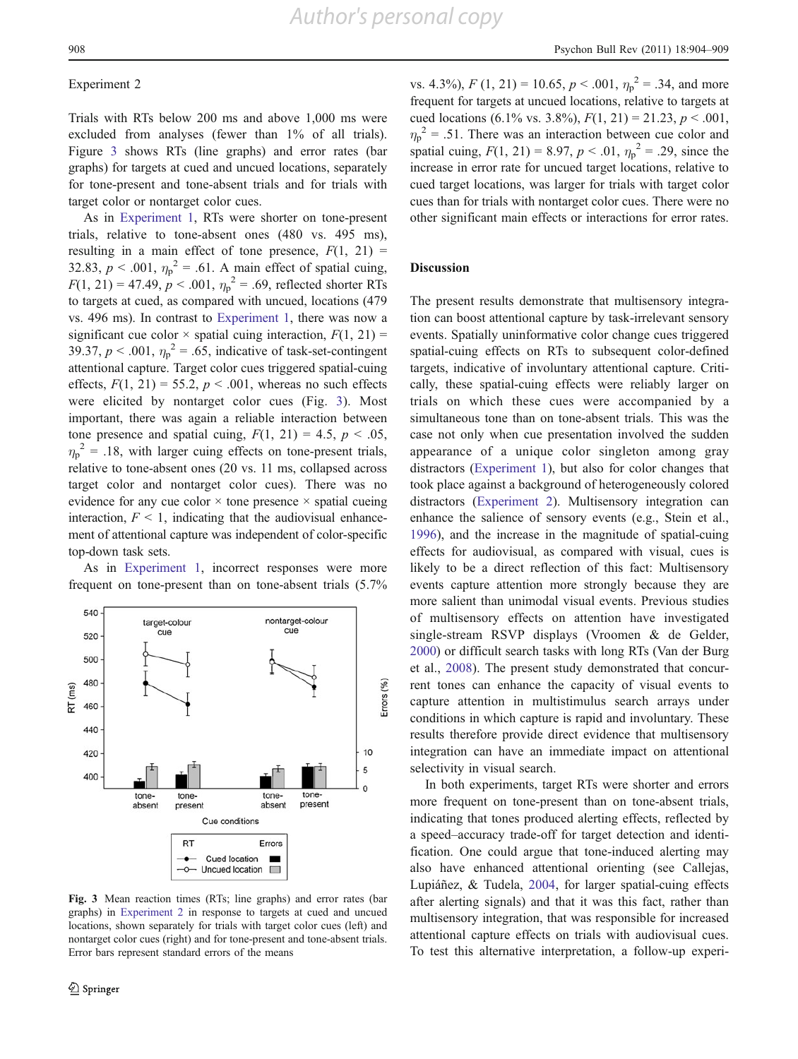Experiment 2

Trials with RTs below 200 ms and above 1,000 ms were excluded from analyses (fewer than 1% of all trials). Figure 3 shows RTs (line graphs) and error rates (bar graphs) for targets at cued and uncued locations, separately for tone-present and tone-absent trials and for trials with target color or nontarget color cues.

As in Experiment 1, RTs were shorter on tone-present trials, relative to tone-absent ones (480 vs. 495 ms), resulting in a main effect of tone presence, $F(1, 21) = 32.83$, $p < .001$, $\eta_p^2 = .61$. A main effect of spatial cuing, $F(1, 21) = 47.49$, $p < .001$, $\eta_p^2 = .69$, reflected shorter RTs to targets at cued, as compared with uncued, locations (479 vs. 496 ms). In contrast to Experiment 1, there was now a significant cue color × spatial cuing interaction, $F(1, 21) = 39.37$, $p < .001$, $\eta_p^2 = .65$, indicative of task-set-contingent attentional capture. Target color cues triggered spatial-cuing effects, $F(1, 21) = 55.2$, $p < .001$, whereas no such effects were elicited by nontarget color cues (Fig. 3). Most important, there was again a reliable interaction between tone presence and spatial cuing, $F(1, 21) = 4.5$, $p < .05$, $\eta_p^2 = .18$, with larger cuing effects on tone-present trials, relative to tone-absent ones (20 vs. 11 ms, collapsed across target color and nontarget color cues). There was no evidence for any cue color × tone presence × spatial cueing interaction, $F < 1$, indicating that the audiovisual enhancement of attentional capture was independent of color-specific top-down task sets.

As in Experiment 1, incorrect responses were more frequent on tone-present than on tone-absent trials (5.7% vs. 4.3%), $F(1, 21) = 10.65$, $p < .001$, $\eta_p^2 = .34$, and more frequent for targets at uncued locations, relative to targets at cued locations (6.1% vs. 3.8%), $F(1, 21) = 21.23$, $p < .001$, $\eta_p^2 = .51$. There was an interaction between cue color and spatial cuing, $F(1, 21) = 8.97$, $p < .01$, $\eta_p^2 = .29$, since the increase in error rate for uncued target locations, relative to cued target locations, was larger for trials with target color cues than for trials with nontarget color cues. There were no other significant main effects or interactions for error rates.

**Fig. 3** Mean reaction times (RTs; line graphs) and error rates (bar graphs) in Experiment 2 in response to targets at cued and uncued locations, shown separately for trials with target color cues (left) and nontarget color cues (right) and for tone-present and tone-absent trials. Error bars represent standard errors of the means

## Discussion

The present results demonstrate that multisensory integration can boost attentional capture by task-irrelevant sensory events. Spatially uninformative color change cues triggered spatial-cuing effects on RTs to subsequent color-defined targets, indicative of involuntary attentional capture. Critically, these spatial-cuing effects were reliably larger on trials on which these cues were accompanied by a simultaneous tone than on tone-absent trials. This was the case not only when cue presentation involved the sudden appearance of a unique color singleton among gray distractors (Experiment 1), but also for color changes that took place against a background of heterogeneously colored distractors (Experiment 2). Multisensory integration can enhance the salience of sensory events (e.g., Stein et al., 1996), and the increase in the magnitude of spatial-cuing effects for audiovisual, as compared with visual, cues is likely to be a direct reflection of this fact: Multisensory events capture attention more strongly because they are more salient than unimodal visual events. Previous studies of multisensory effects on attention have investigated single-stream RSVP displays (Vroomen & de Gelder, 2000) or difficult search tasks with long RTs (Van der Burg et al., 2008). The present study demonstrated that concurrent tones can enhance the capacity of visual events to capture attention in multistimulus search arrays under conditions in which capture is rapid and involuntary. These results therefore provide direct evidence that multisensory integration can have an immediate impact on attentional selectivity in visual search.

In both experiments, target RTs were shorter and errors more frequent on tone-present than on tone-absent trials, indicating that tones produced alerting effects, reflected by a speed–accuracy trade-off for target detection and identification. One could argue that tone-induced alerting may also have enhanced attentional orienting (see Callejas, Lupiáñez, & Tudela, 2004, for larger spatial-cuing effects after alerting signals) and that it was this fact, rather than multisensory integration, that was responsible for increased attentional capture effects on trials with audiovisual cues. To test this alternative interpretation, a follow-up experi-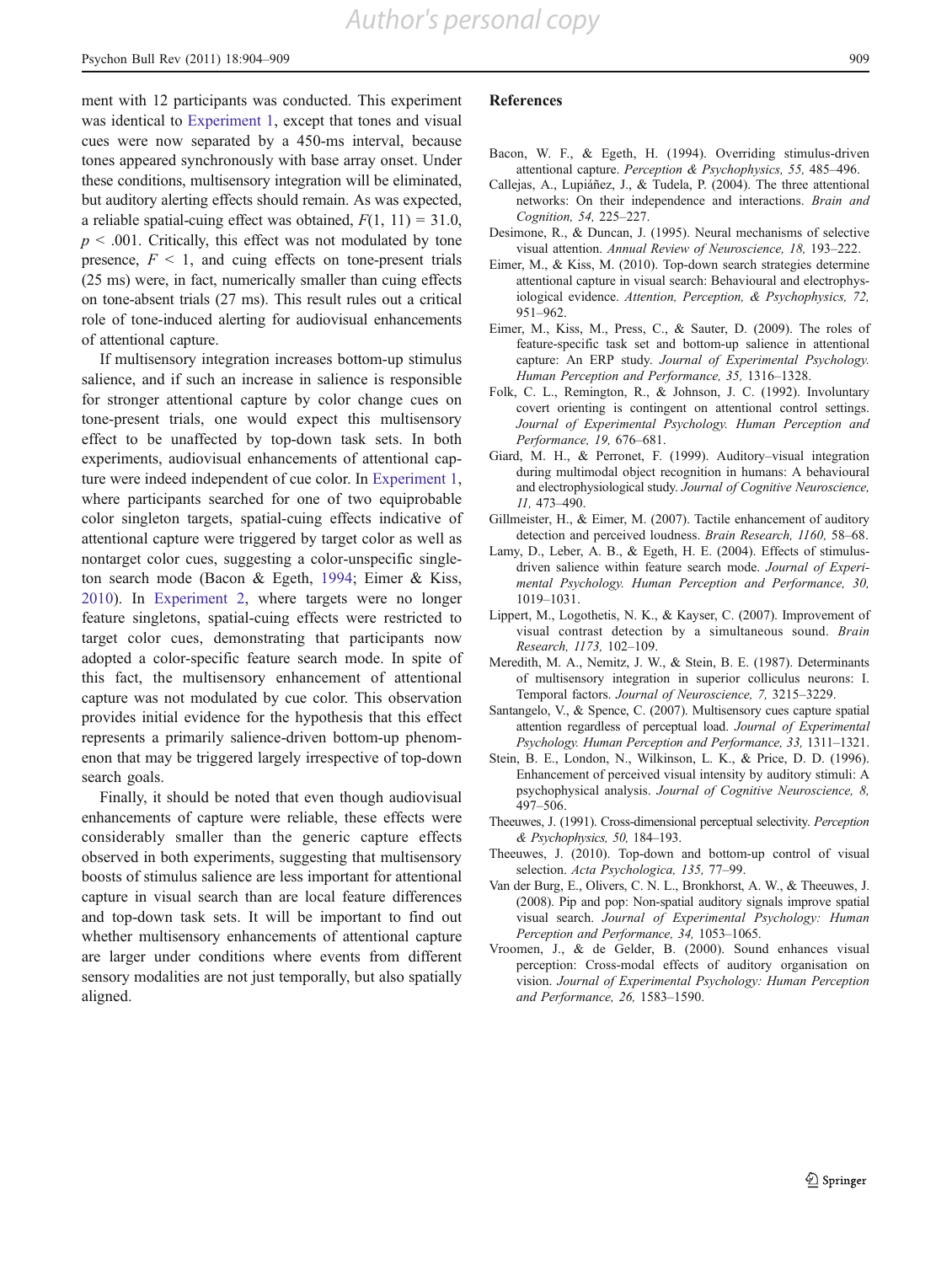ment with 12 participants was conducted. This experiment was identical to Experiment 1, except that tones and visual cues were now separated by a 450-ms interval, because tones appeared synchronously with base array onset. Under these conditions, multisensory integration will be eliminated, but auditory alerting effects should remain. As was expected, a reliable spatial-cuing effect was obtained, $F(1, 11) = 31.0$, $p < .001$. Critically, this effect was not modulated by tone presence, $F < 1$, and cuing effects on tone-present trials (25 ms) were, in fact, numerically smaller than cuing effects on tone-absent trials (27 ms). This result rules out a critical role of tone-induced alerting for audiovisual enhancements of attentional capture.

If multisensory integration increases bottom-up stimulus salience, and if such an increase in salience is responsible for stronger attentional capture by color change cues on tone-present trials, one would expect this multisensory effect to be unaffected by top-down task sets. In both experiments, audiovisual enhancements of attentional capture were indeed independent of cue color. In Experiment 1, where participants searched for one of two equiprobable color singleton targets, spatial-cuing effects indicative of attentional capture were triggered by target color as well as nontarget color cues, suggesting a color-unspecific singleton search mode (Bacon & Egeth, 1994; Eimer & Kiss, 2010). In Experiment 2, where targets were no longer feature singletons, spatial-cuing effects were restricted to target color cues, demonstrating that participants now adopted a color-specific feature search mode. In spite of this fact, the multisensory enhancement of attentional capture was not modulated by cue color. This observation provides initial evidence for the hypothesis that this effect represents a primarily salience-driven bottom-up phenomenon that may be triggered largely irrespective of top-down search goals.

Finally, it should be noted that even though audiovisual enhancements of capture were reliable, these effects were considerably smaller than the generic capture effects observed in both experiments, suggesting that multisensory boosts of stimulus salience are less important for attentional capture in visual search than are local feature differences and top-down task sets. It will be important to find out whether multisensory enhancements of attentional capture are larger under conditions where events from different sensory modalities are not just temporally, but also spatially aligned.

## References

Bacon, W. F., & Egeth, H. (1994). Overriding stimulus-driven attentional capture. *Perception & Psychophysics, 55,* 485–496.

Callejas, A., Lupiáñez, J., & Tudela, P. (2004). The three attentional networks: On their independence and interactions. *Brain and Cognition, 54,* 225–227.

Desimone, R., & Duncan, J. (1995). Neural mechanisms of selective visual attention. *Annual Review of Neuroscience, 18,* 193–222.

Eimer, M., & Kiss, M. (2010). Top-down search strategies determine attentional capture in visual search: Behavioural and electrophysiological evidence. *Attention, Perception, & Psychophysics, 72,* 951–962.

Eimer, M., Kiss, M., Press, C., & Sauter, D. (2009). The roles of feature-specific task set and bottom-up salience in attentional capture: An ERP study. *Journal of Experimental Psychology. Human Perception and Performance, 35,* 1316–1328.

Folk, C. L., Remington, R., & Johnson, J. C. (1992). Involuntary covert orienting is contingent on attentional control settings. *Journal of Experimental Psychology. Human Perception and Performance, 19,* 676–681.

Giard, M. H., & Perronet, F. (1999). Auditory–visual integration during multimodal object recognition in humans: A behavioural and electrophysiological study. *Journal of Cognitive Neuroscience, 11,* 473–490.

Gillmeister, H., & Eimer, M. (2007). Tactile enhancement of auditory detection and perceived loudness. *Brain Research, 1160,* 58–68.

Lamy, D., Leber, A. B., & Egeth, H. E. (2004). Effects of stimulus-driven salience within feature search mode. *Journal of Experimental Psychology. Human Perception and Performance, 30,* 1019–1031.

Lippert, M., Logothetis, N. K., & Kayser, C. (2007). Improvement of visual contrast detection by a simultaneous sound. *Brain Research, 1173,* 102–109.

Meredith, M. A., Nemitz, J. W., & Stein, B. E. (1987). Determinants of multisensory integration in superior colliculus neurons: I. Temporal factors. *Journal of Neuroscience, 7,* 3215–3229.

Santangelo, V., & Spence, C. (2007). Multisensory cues capture spatial attention regardless of perceptual load. *Journal of Experimental Psychology. Human Perception and Performance, 33,* 1311–1321.

Stein, B. E., London, N., Wilkinson, L. K., & Price, D. D. (1996). Enhancement of perceived visual intensity by auditory stimuli: A psychophysical analysis. *Journal of Cognitive Neuroscience, 8,* 497–506.

Theeuwes, J. (1991). Cross-dimensional perceptual selectivity. *Perception & Psychophysics, 50,* 184–193.

Theeuwes, J. (2010). Top-down and bottom-up control of visual selection. *Acta Psychologica, 135,* 77–99.

Van der Burg, E., Olivers, C. N. L., Bronkhorst, A. W., & Theeuwes, J. (2008). Pip and pop: Non-spatial auditory signals improve spatial visual search. *Journal of Experimental Psychology: Human Perception and Performance, 34,* 1053–1065.

Vroomen, J., & de Gelder, B. (2000). Sound enhances visual perception: Cross-modal effects of auditory organisation on vision. *Journal of Experimental Psychology: Human Perception and Performance, 26,* 1583–1590.